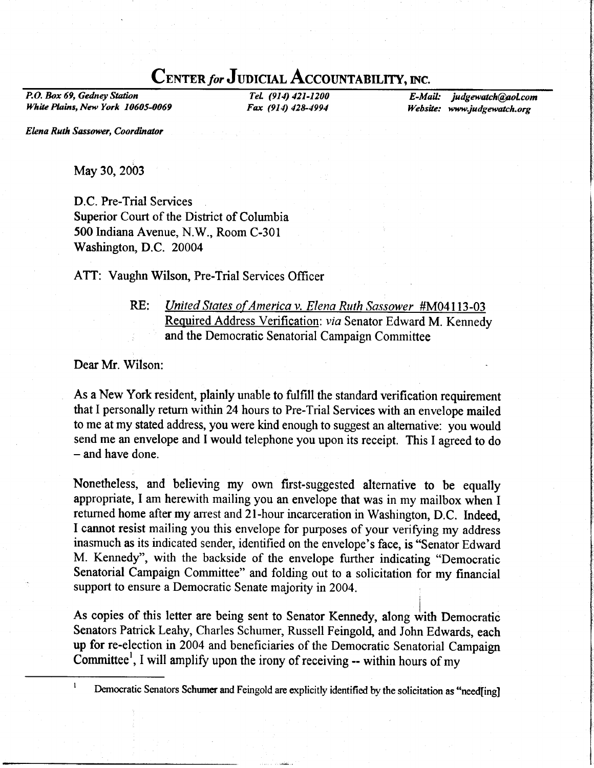# CENTER *for* JUDICIAL ACCOUNTABILITY, INC.

*P.O. Box 69, Gedney Station*
*White Plains, New York 10605-0069*

*Tel. (914) 421-1200*
*Fax (914) 428-4994*

*E-Mail: judgewatch@aol.com*
*Website: www.judgewatch.org*

***Elena Ruth Sassower, Coordinator***

May 30, 2003

D.C. Pre-Trial Services
Superior Court of the District of Columbia
500 Indiana Avenue, N.W., Room C-301
Washington, D.C. 20004

ATT: Vaughn Wilson, Pre-Trial Services Officer

RE: *United States of America v. Elena Ruth Sassower* #M04113-03
Required Address Verification: *via* Senator Edward M. Kennedy and the Democratic Senatorial Campaign Committee

Dear Mr. Wilson:

As a New York resident, plainly unable to fulfill the standard verification requirement that I personally return within 24 hours to Pre-Trial Services with an envelope mailed to me at my stated address, you were kind enough to suggest an alternative: you would send me an envelope and I would telephone you upon its receipt. This I agreed to do – and have done.

Nonetheless, and believing my own first-suggested alternative to be equally appropriate, I am herewith mailing you an envelope that was in my mailbox when I returned home after my arrest and 21-hour incarceration in Washington, D.C. Indeed, I cannot resist mailing you this envelope for purposes of your verifying my address inasmuch as its indicated sender, identified on the envelope's face, is "Senator Edward M. Kennedy", with the backside of the envelope further indicating "Democratic Senatorial Campaign Committee" and folding out to a solicitation for my financial support to ensure a Democratic Senate majority in 2004.

As copies of this letter are being sent to Senator Kennedy, along with Democratic Senators Patrick Leahy, Charles Schumer, Russell Feingold, and John Edwards, each up for re-election in 2004 and beneficiaries of the Democratic Senatorial Campaign Committee[1], I will amplify upon the irony of receiving -- within hours of my

[1] Democratic Senators Schumer and Feingold are explicitly identified by the solicitation as "need[ing]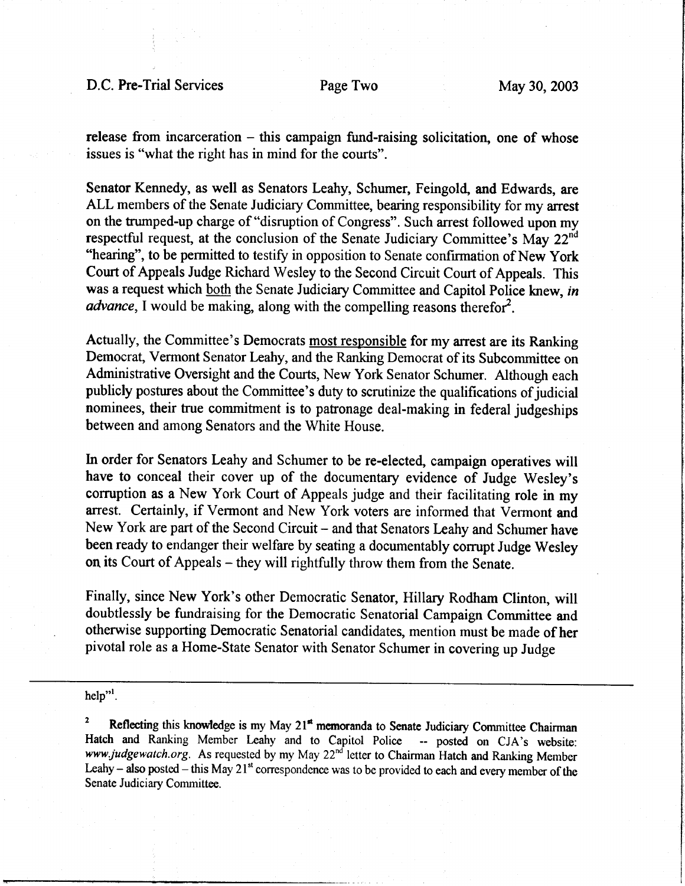release from incarceration – this campaign fund-raising solicitation, one of whose issues is "what the right has in mind for the courts".

Senator Kennedy, as well as Senators Leahy, Schumer, Feingold, and Edwards, are ALL members of the Senate Judiciary Committee, bearing responsibility for my arrest on the trumped-up charge of "disruption of Congress". Such arrest followed upon my respectful request, at the conclusion of the Senate Judiciary Committee's May 22nd "hearing", to be permitted to testify in opposition to Senate confirmation of New York Court of Appeals Judge Richard Wesley to the Second Circuit Court of Appeals. This was a request which both the Senate Judiciary Committee and Capitol Police knew, *in advance*, I would be making, along with the compelling reasons therefor[2].

Actually, the Committee's Democrats most responsible for my arrest are its Ranking Democrat, Vermont Senator Leahy, and the Ranking Democrat of its Subcommittee on Administrative Oversight and the Courts, New York Senator Schumer. Although each publicly postures about the Committee's duty to scrutinize the qualifications of judicial nominees, their true commitment is to patronage deal-making in federal judgeships between and among Senators and the White House.

In order for Senators Leahy and Schumer to be re-elected, campaign operatives will have to conceal their cover up of the documentary evidence of Judge Wesley's corruption as a New York Court of Appeals judge and their facilitating role in my arrest. Certainly, if Vermont and New York voters are informed that Vermont and New York are part of the Second Circuit – and that Senators Leahy and Schumer have been ready to endanger their welfare by seating a documentably corrupt Judge Wesley on its Court of Appeals – they will rightfully throw them from the Senate.

Finally, since New York's other Democratic Senator, Hillary Rodham Clinton, will doubtlessly be fundraising for the Democratic Senatorial Campaign Committee and otherwise supporting Democratic Senatorial candidates, mention must be made of her pivotal role as a Home-State Senator with Senator Schumer in covering up Judge

---

help"[1].

[2] Reflecting this knowledge is my May 21st memoranda to Senate Judiciary Committee Chairman Hatch and Ranking Member Leahy and to Capitol Police -- posted on CJA's website: *www.judgewatch.org*. As requested by my May 22nd letter to Chairman Hatch and Ranking Member Leahy – also posted – this May 21st correspondence was to be provided to each and every member of the Senate Judiciary Committee.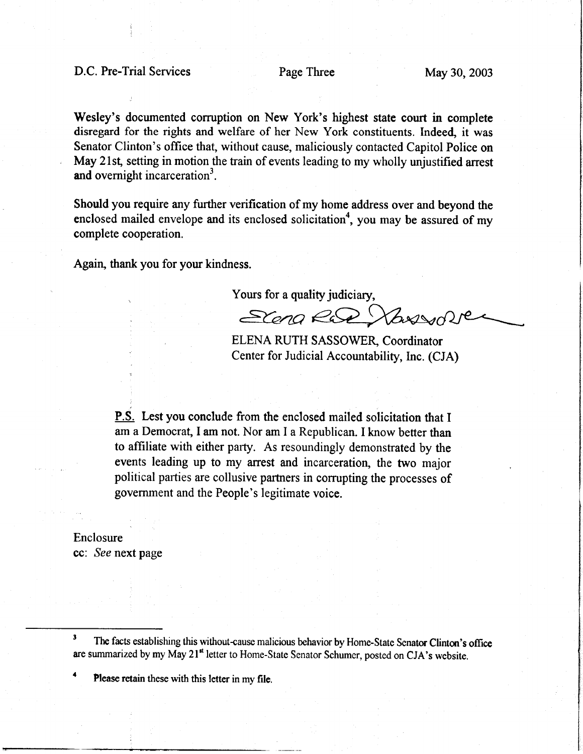Wesley's documented corruption on New York's highest state court in complete disregard for the rights and welfare of her New York constituents. Indeed, it was Senator Clinton's office that, without cause, maliciously contacted Capitol Police on May 21st, setting in motion the train of events leading to my wholly unjustified arrest and overnight incarceration[3].

Should you require any further verification of my home address over and beyond the enclosed mailed envelope and its enclosed solicitation[4], you may be assured of my complete cooperation.

Again, thank you for your kindness.

Yours for a quality judiciary,

ELENA RUTH SASSOWER, Coordinator
Center for Judicial Accountability, Inc. (CJA)

P.S. Lest you conclude from the enclosed mailed solicitation that I am a Democrat, I am not. Nor am I a Republican. I know better than to affiliate with either party. As resoundingly demonstrated by the events leading up to my arrest and incarceration, the two major political parties are collusive partners in corrupting the processes of government and the People's legitimate voice.

Enclosure
cc: *See* next page

---

[3] The facts establishing this without-cause malicious behavior by Home-State Senator Clinton's office are summarized by my May 21st letter to Home-State Senator Schumer, posted on CJA's website.

[4] Please retain these with this letter in my file.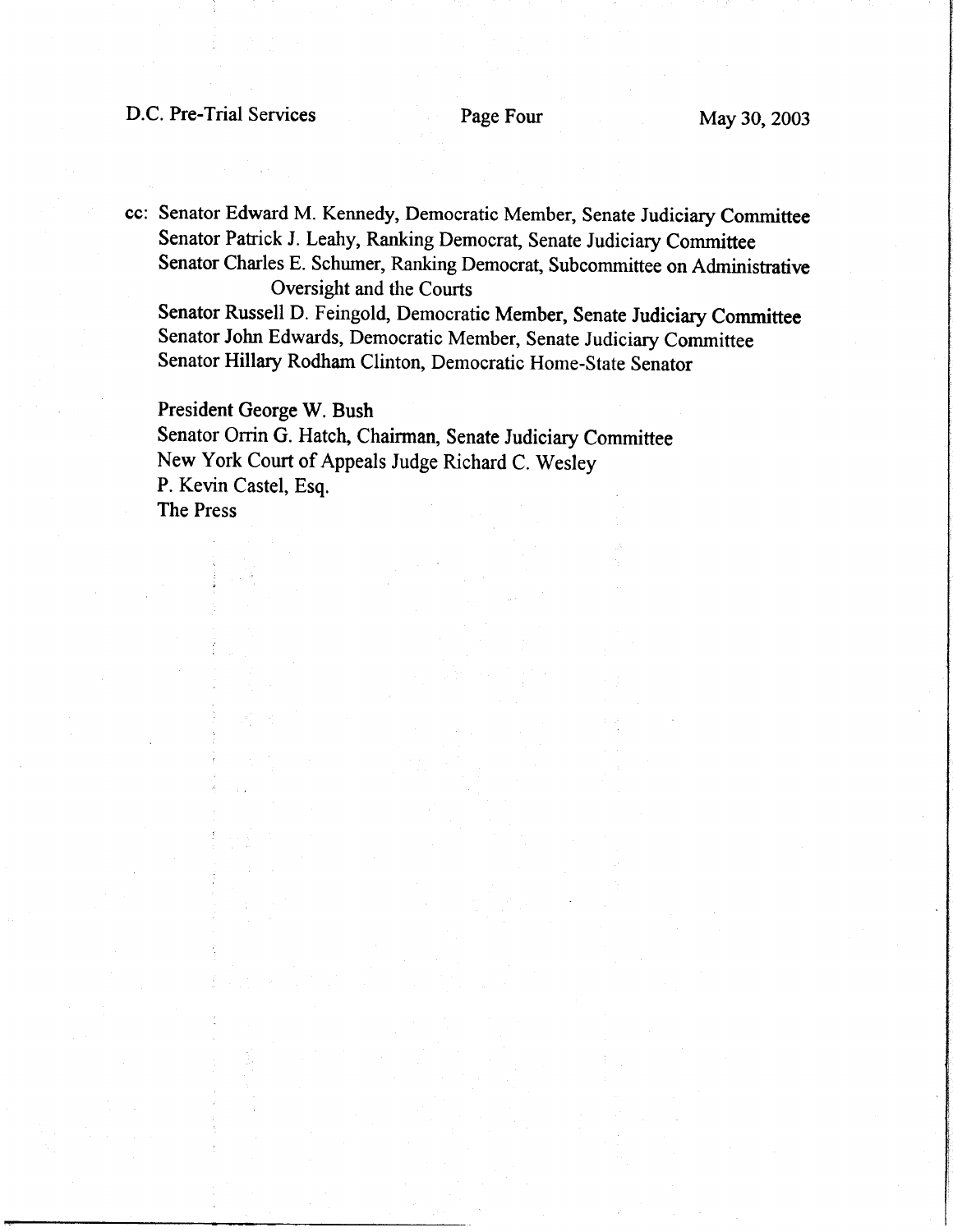cc: Senator Edward M. Kennedy, Democratic Member, Senate Judiciary Committee
Senator Patrick J. Leahy, Ranking Democrat, Senate Judiciary Committee
Senator Charles E. Schumer, Ranking Democrat, Subcommittee on Administrative Oversight and the Courts
Senator Russell D. Feingold, Democratic Member, Senate Judiciary Committee
Senator John Edwards, Democratic Member, Senate Judiciary Committee
Senator Hillary Rodham Clinton, Democratic Home-State Senator

President George W. Bush
Senator Orrin G. Hatch, Chairman, Senate Judiciary Committee
New York Court of Appeals Judge Richard C. Wesley
P. Kevin Castel, Esq.
The Press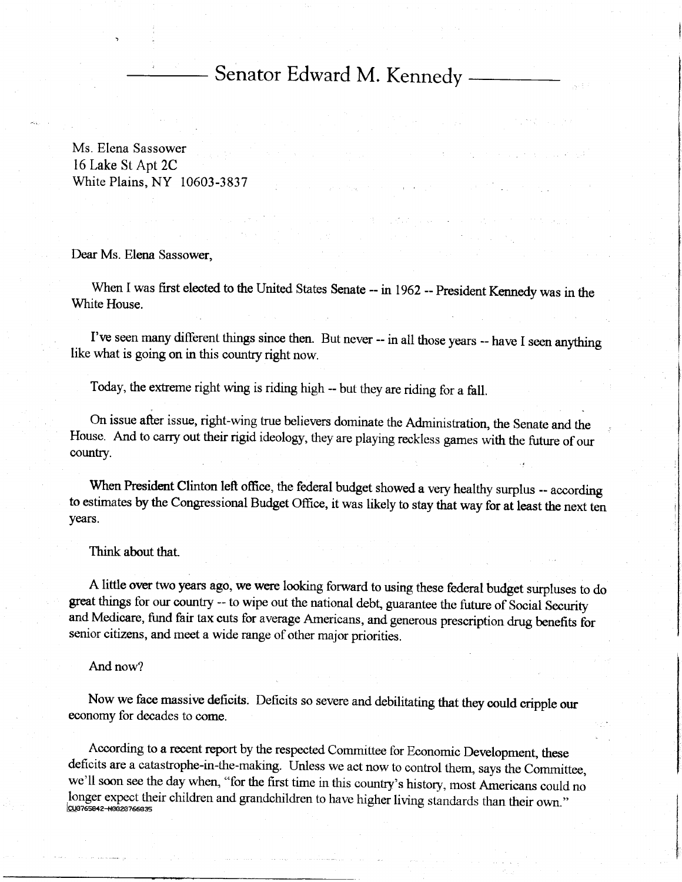# Senator Edward M. Kennedy

Ms. Elena Sassower
16 Lake St Apt 2C
White Plains, NY 10603-3837

Dear Ms. Elena Sassower,

When I was first elected to the United States Senate -- in 1962 -- President Kennedy was in the White House.

I've seen many different things since then. But never -- in all those years -- have I seen anything like what is going on in this country right now.

Today, the extreme right wing is riding high -- but they are riding for a fall.

On issue after issue, right-wing true believers dominate the Administration, the Senate and the House. And to carry out their rigid ideology, they are playing reckless games with the future of our country.

When President Clinton left office, the federal budget showed a very healthy surplus -- according to estimates by the Congressional Budget Office, it was likely to stay that way for at least the next ten years.

Think about that.

A little over two years ago, we were looking forward to using these federal budget surpluses to do great things for our country -- to wipe out the national debt, guarantee the future of Social Security and Medicare, fund fair tax cuts for average Americans, and generous prescription drug benefits for senior citizens, and meet a wide range of other major priorities.

And now?

Now we face massive deficits. Deficits so severe and debilitating that they could cripple our economy for decades to come.

According to a recent report by the respected Committee for Economic Development, these deficits are a catastrophe-in-the-making. Unless we act now to control them, says the Committee, we'll soon see the day when, "for the first time in this country's history, most Americans could no longer expect their children and grandchildren to have higher living standards than their own."

CU0765842-N0028766035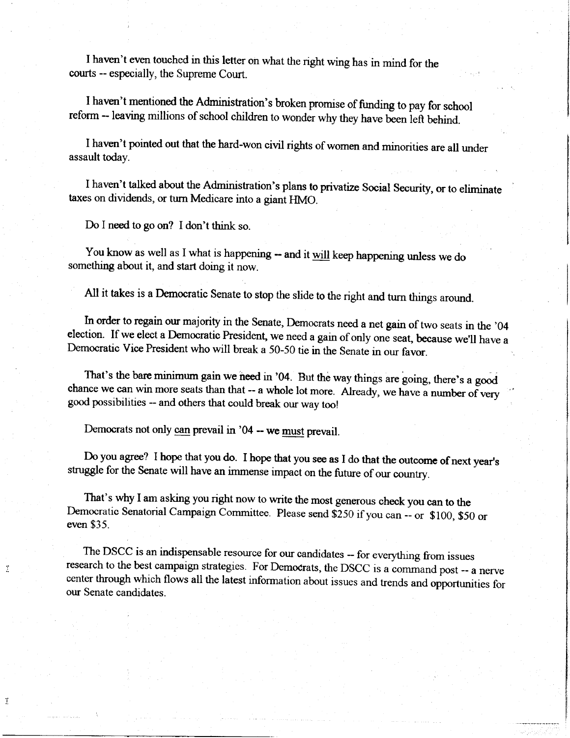I haven't even touched in this letter on what the right wing has in mind for the courts -- especially, the Supreme Court.

I haven't mentioned the Administration's broken promise of funding to pay for school reform -- leaving millions of school children to wonder why they have been left behind.

I haven't pointed out that the hard-won civil rights of women and minorities are all under assault today.

I haven't talked about the Administration's plans to privatize Social Security, or to eliminate taxes on dividends, or turn Medicare into a giant HMO.

Do I need to go on? I don't think so.

You know as well as I what is happening -- and it will keep happening unless we do something about it, and start doing it now.

All it takes is a Democratic Senate to stop the slide to the right and turn things around.

In order to regain our majority in the Senate, Democrats need a net gain of two seats in the '04 election. If we elect a Democratic President, we need a gain of only one seat, because we'll have a Democratic Vice President who will break a 50-50 tie in the Senate in our favor.

That's the bare minimum gain we need in '04. But the way things are going, there's a good chance we can win more seats than that -- a whole lot more. Already, we have a number of very good possibilities -- and others that could break our way too!

Democrats not only can prevail in '04 -- we must prevail.

Do you agree? I hope that you do. I hope that you see as I do that the outcome of next year's struggle for the Senate will have an immense impact on the future of our country.

That's why I am asking you right now to write the most generous check you can to the Democratic Senatorial Campaign Committee. Please send $250 if you can -- or $100, $50 or even $35.

The DSCC is an indispensable resource for our candidates -- for everything from issues research to the best campaign strategies. For Democrats, the DSCC is a command post -- a nerve center through which flows all the latest information about issues and trends and opportunities for our Senate candidates.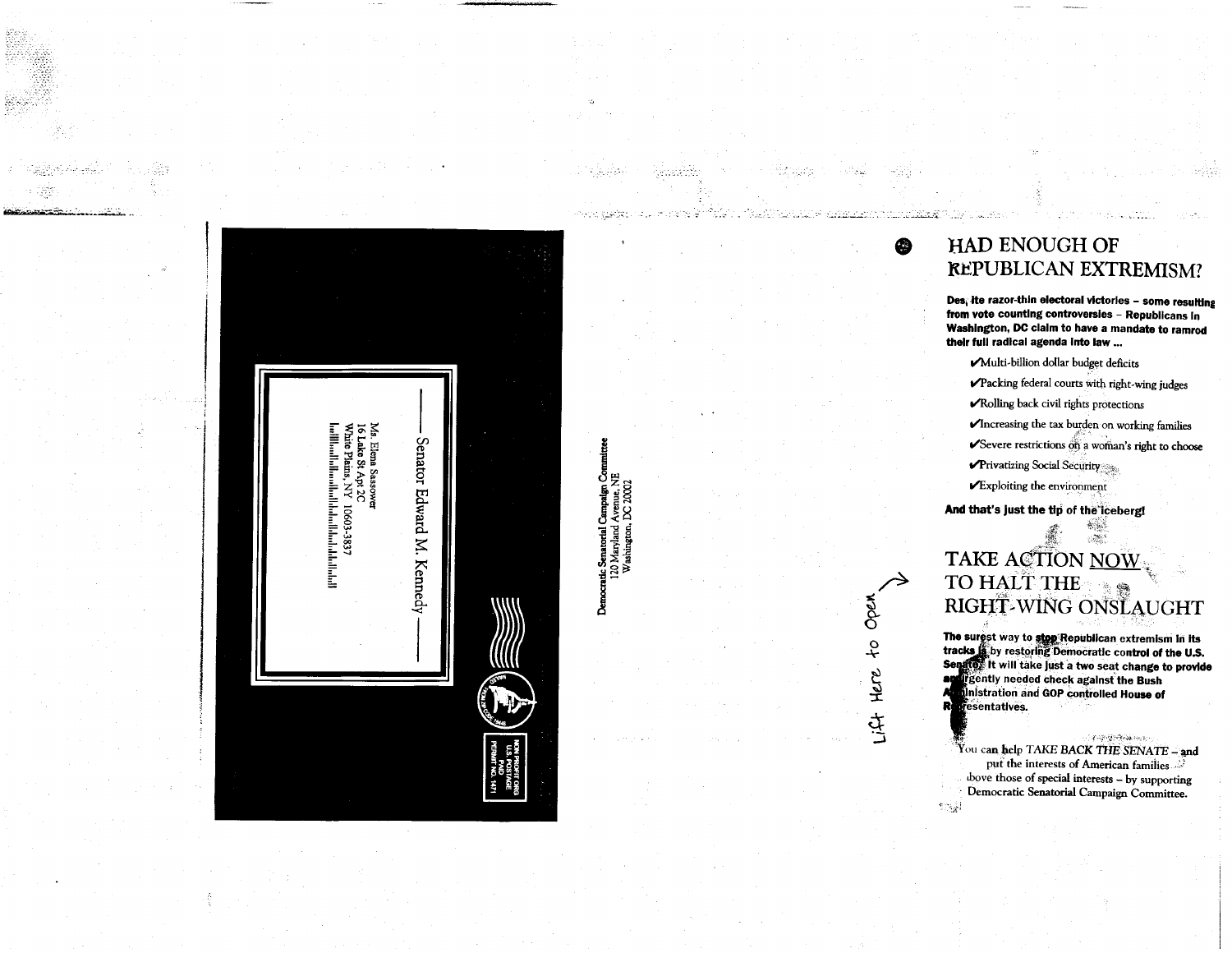Senator Edward M. Kennedy

Ms. Elena Sassower
16 Lake St Apt 2C
White Plains, NY 10603-3837

NON PROFIT ORG
U.S. POSTAGE
PAID
PERMIT NO. 1471

Democratic Senatorial Campaign Committee
120 Maryland Avenue, NE
Washington, DC 20002

Lift Here to Open

# HAD ENOUGH OF REPUBLICAN EXTREMISM?

**Despite razor-thin electoral victories – some resulting from vote counting controversies – Republicans in Washington, DC claim to have a mandate to ramrod their full radical agenda into law ...**

- ✔Multi-billion dollar budget deficits
- ✔Packing federal courts with right-wing judges
- ✔Rolling back civil rights protections
- ✔Increasing the tax burden on working families
- ✔Severe restrictions on a woman's right to choose
- ✔Privatizing Social Security
- ✔Exploiting the environment

**And that's just the tip of the iceberg!**

# TAKE ACTION NOW TO HALT THE RIGHT-WING ONSLAUGHT

**The surest way to stop Republican extremism in its tracks is by restoring Democratic control of the U.S. Senate. It will take just a two seat change to provide an urgently needed check against the Bush Administration and GOP controlled House of Representatives.**

You can help *TAKE BACK THE SENATE* – and put the interests of American families above those of special interests – by supporting Democratic Senatorial Campaign Committee.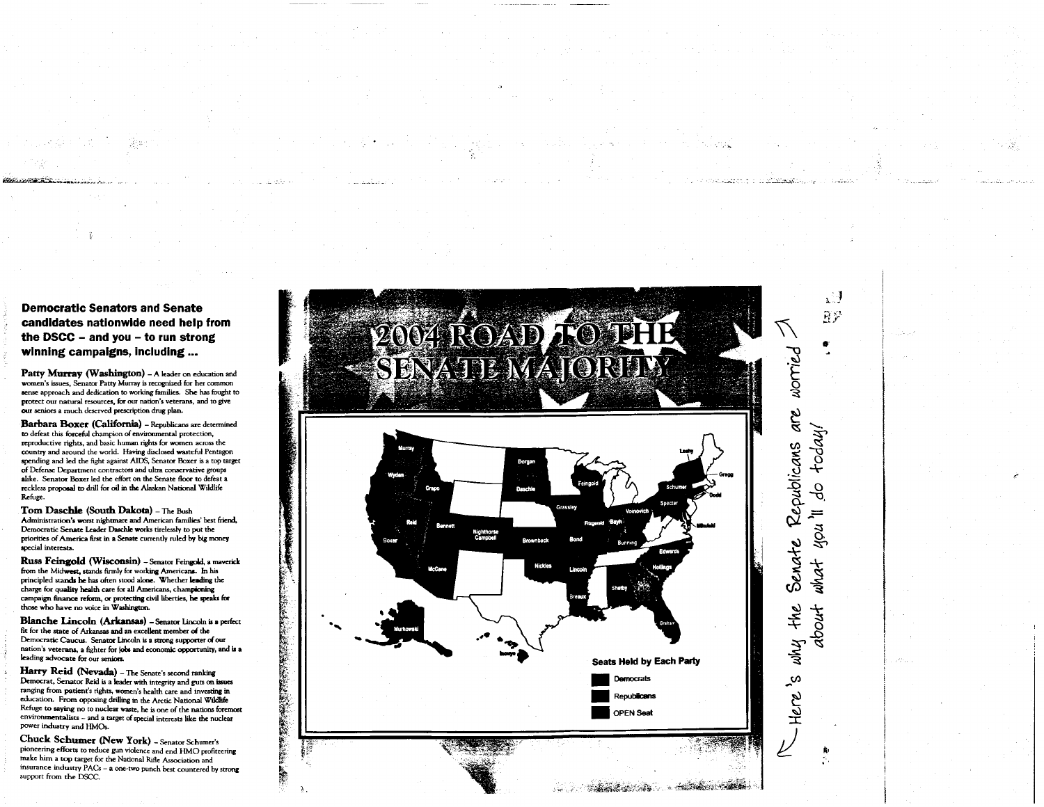**Democratic Senators and Senate candidates nationwide need help from the DSCC – and you – to run strong winning campaigns, including ...**

**Patty Murray (Washington)** – A leader on education and women's issues, Senator Patty Murray is recognized for her common sense approach and dedication to working families. She has fought to protect our natural resources, for our nation's veterans, and to give our seniors a much deserved prescription drug plan.

**Barbara Boxer (California)** – Republicans are determined to defeat this forceful champion of environmental protection, reproductive rights, and basic human rights for women across the country and around the world. Having disclosed wasteful Pentagon spending and led the fight against AIDS, Senator Boxer is a top target of Defense Department contractors and ultra conservative groups alike. Senator Boxer led the effort on the Senate floor to defeat a reckless proposal to drill for oil in the Alaskan National Wildlife Refuge.

**Tom Daschle (South Dakota)** – The Bush Administration's worst nightmare and American families' best friend, Democratic Senate Leader Daschle works tirelessly to put the priorities of America first in a Senate currently ruled by big money special interests.

**Russ Feingold (Wisconsin)** – Senator Feingold, a maverick from the Midwest, stands firmly for working Americans. In his principled stands he has often stood alone. Whether leading the charge for quality health care for all Americans, championing campaign finance reform, or protecting civil liberties, he speaks for those who have no voice in Washington.

**Blanche Lincoln (Arkansas)** – Senator Lincoln is a perfect fit for the state of Arkansas and an excellent member of the Democratic Caucus. Senator Lincoln is a strong supporter of our nation's veterans, a fighter for jobs and economic opportunity, and is a leading advocate for our seniors.

**Harry Reid (Nevada)** – The Senate's second ranking Democrat, Senator Reid is a leader with integrity and guts on issues ranging from patient's rights, women's health care and investing in education. From opposing drilling in the Arctic National Wildlife Refuge to saying no to nuclear waste, he is one of the nations foremost environmentalists – and a target of special interests like the nuclear power industry and HMOs.

**Chuck Schumer (New York)** – Senator Schumer's pioneering efforts to reduce gun violence and end HMO profiteering make him a top target for the National Rifle Association and insurance industry PACs – a one-two punch best countered by strong support from the DSCC.

# 2004 ROAD TO THE SENATE MAJORITY

Murray, Wyden, Crapo, Boxer, Reid, Bennett, Nighthorse Campbell, McCane, Murkowski, Inouye, Dorgan, Daschle, Grassley, Brownback, Nickles, Bond, Lincoln, Breaux, Feingold, Fitzgerald, Bayh, Voinovich, Bunning, Shelby, Edwards, Hollings, Graham, Specter, Schumer, Leahy, Gregg, Dodd, Mikulski

**Seats Held by Each Party**

- Democrats
- Republicans
- OPEN Seat

← Here's why the Senate Republicans are worried about what you'll do today! →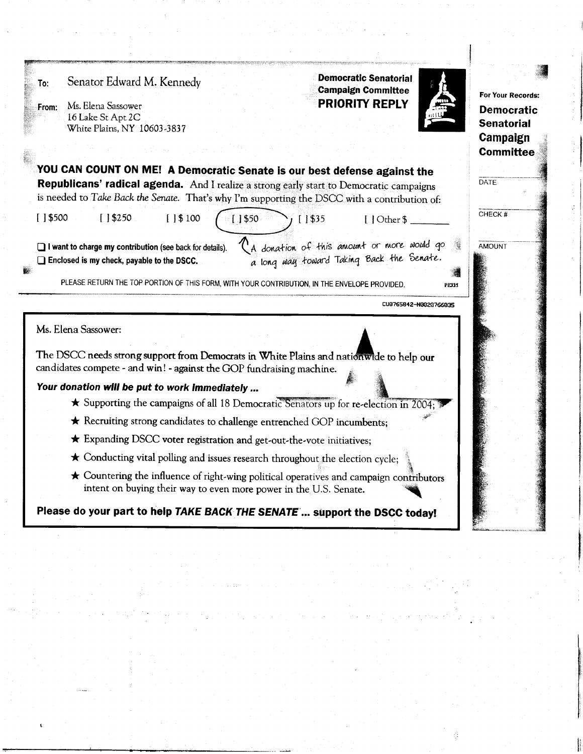To: Senator Edward M. Kennedy

From: Ms. Elena Sassower
16 Lake St Apt 2C
White Plains, NY 10603-3837

**Democratic Senatorial Campaign Committee**
**PRIORITY REPLY**

For Your Records:
**Democratic Senatorial Campaign Committee**

DATE

CHECK #

AMOUNT

**YOU CAN COUNT ON ME! A Democratic Senate is our best defense against the Republicans' radical agenda.** And I realize a strong early start to Democratic campaigns is needed to *Take Back the Senate*. That's why I'm supporting the DSCC with a contribution of:

[ ] $500   [ ] $250   [ ] $100   [ ] $50   [ ] $35   [ ] Other $ ______

A donation of this amount or more would go a long way toward Taking Back the Senate.

☐ **I want to charge my contribution (see back for details).**
☐ **Enclosed is my check, payable to the DSCC.**

PLEASE RETURN THE TOP PORTION OF THIS FORM, WITH YOUR CONTRIBUTION, IN THE ENVELOPE PROVIDED. PE333

CU8765842-N0020766035

Ms. Elena Sassower:

The DSCC needs strong support from Democrats in White Plains and nationwide to help our candidates compete - and win! - against the GOP fundraising machine.

***Your donation will be put to work immediately ...***

- ★ Supporting the campaigns of all 18 Democratic Senators up for re-election in 2004;
- ★ Recruiting strong candidates to challenge entrenched GOP incumbents;
- ★ Expanding DSCC voter registration and get-out-the-vote initiatives;
- ★ Conducting vital polling and issues research throughout the election cycle;
- ★ Countering the influence of right-wing political operatives and campaign contributors intent on buying their way to even more power in the U.S. Senate.

**Please do your part to help *TAKE BACK THE SENATE* ... support the DSCC today!**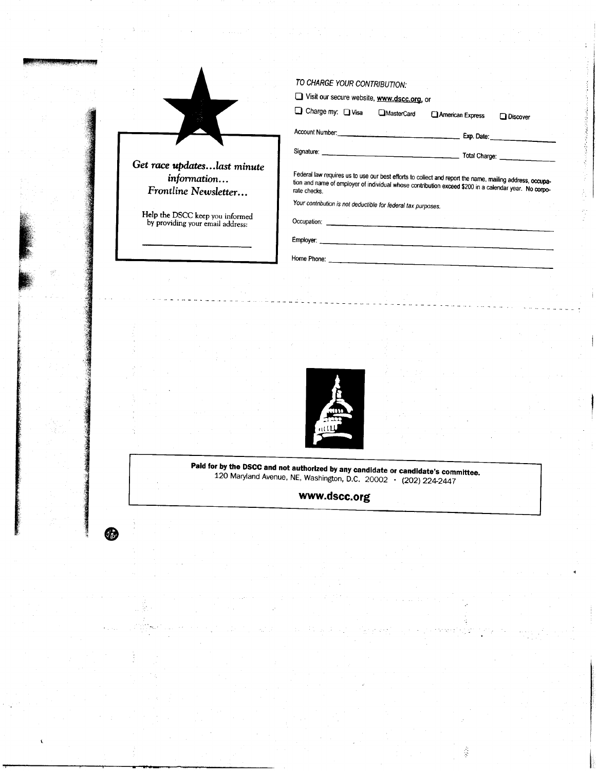*Get race updates...last minute information... Frontline Newsletter...*

Help the DSCC keep you informed by providing your email address:

\_\_\_\_\_\_\_\_\_\_\_\_\_\_\_\_\_\_\_\_\_\_\_\_

*TO CHARGE YOUR CONTRIBUTION:*

- ☐ Visit our secure website, **www.dscc.org**, or
- ☐ Charge my: ☐ Visa ☐ MasterCard ☐ American Express ☐ Discover

Account Number: \_\_\_\_\_\_\_\_\_\_\_\_\_\_\_\_\_\_\_\_ Exp. Date: \_\_\_\_\_\_\_\_\_\_

Signature: \_\_\_\_\_\_\_\_\_\_\_\_\_\_\_\_\_\_\_\_ Total Charge: \_\_\_\_\_\_\_\_\_\_

Federal law requires us to use our best efforts to collect and report the name, mailing address, occupation and name of employer of individual whose contribution exceed $200 in a calendar year. No corporate checks.

*Your contribution is not deductible for federal tax purposes.*

Occupation: \_\_\_\_\_\_\_\_\_\_\_\_\_\_\_\_\_\_\_\_

Employer: \_\_\_\_\_\_\_\_\_\_\_\_\_\_\_\_\_\_\_\_

Home Phone: \_\_\_\_\_\_\_\_\_\_\_\_\_\_\_\_\_\_\_\_

**Paid for by the DSCC and not authorized by any candidate or candidate's committee.**
120 Maryland Avenue, NE, Washington, D.C. 20002 · (202) 224-2447

**www.dscc.org**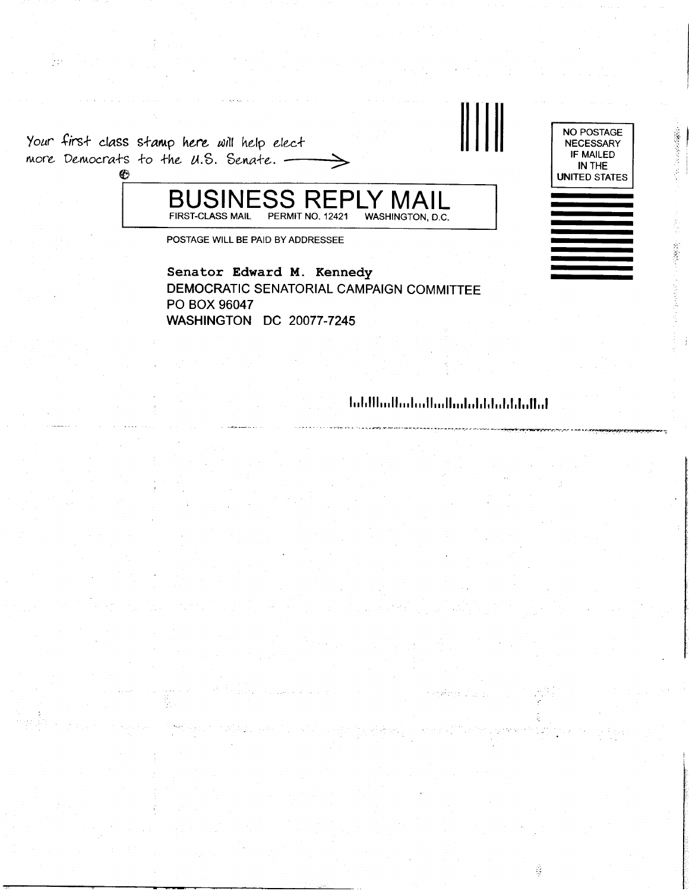Your first class stamp here will help elect more Democrats to the U.S. Senate. ⟶

NO POSTAGE NECESSARY IF MAILED IN THE UNITED STATES

# BUSINESS REPLY MAIL

FIRST-CLASS MAIL PERMIT NO. 12421 WASHINGTON, D.C.

POSTAGE WILL BE PAID BY ADDRESSEE

**Senator Edward M. Kennedy**
DEMOCRATIC SENATORIAL CAMPAIGN COMMITTEE
PO BOX 96047
WASHINGTON DC 20077-7245